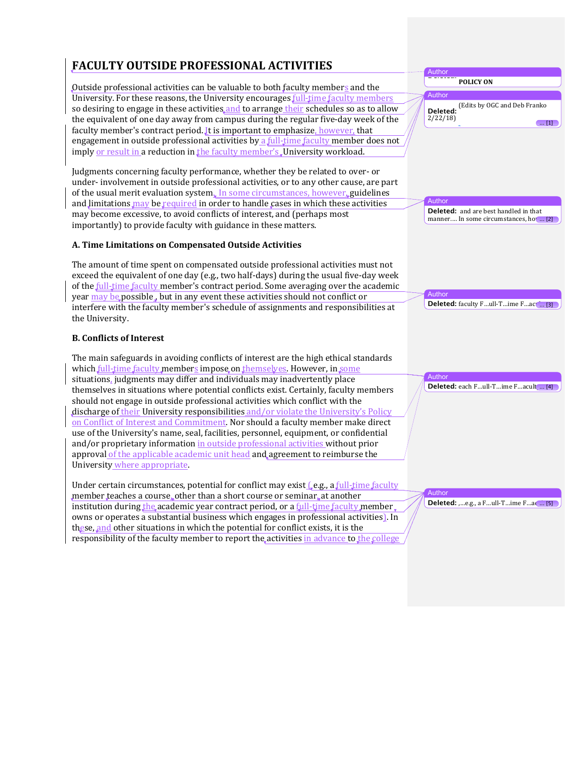# FACULTY OUTSIDE PROFESSIONAL ACTIVITIES

Outside professional activities can be valuable to both faculty members and the University. For these reasons, the University encourages full-time faculty members so desiring to engage in these activities and to arrange their schedules so as to allow the equivalent of one day away from campus during the regular five-day week of the faculty member's contract period. It is important to emphasize, however, that engagement in outside professional activities by a full-time faculty member does not imply or result in a reduction in the faculty member's University workload.

Judgments concerning faculty performance, whether they be related to over- or under- involvement in outside professional activities, or to any other cause, are part of the usual merit evaluation system. In some circumstances, however, guidelines and limitations may be required in order to handle cases in which these activities may become excessive, to avoid conflicts of interest, and (perhaps most importantly) to provide faculty with guidance in these matters.

### A. Time Limitations on Compensated Outside Activities

The amount of time spent on compensated outside professional activities must not exceed the equivalent of one day (e.g., two half-days) during the usual five-day week of the full-time faculty member's contract period. Some averaging over the academic year may be possible , but in any event these activities should not conflict or interfere with the faculty member's schedule of assignments and responsibilities at the University.

### B. Conflicts of Interest

The main safeguards in avoiding conflicts of interest are the high ethical standards which full-time faculty members impose on themselves. However, in some situations, judgments may differ and individuals may inadvertently place themselves in situations where potential conflicts exist. Certainly, faculty members should not engage in outside professional activities which conflict with the discharge of their University responsibilities and/or violate the University's Policy on Conflict of Interest and Commitment. Nor should a faculty member make direct use of the University's name, seal, facilities, personnel, equipment, or confidential and/or proprietary information in outside professional activities without prior approval of the applicable academic unit head and agreement to reimburse the University where appropriate.

Under certain circumstances, potential for conflict may exist (e.g., a full-time faculty member teaches a course, other than a short course or seminar, at another institution during the academic year contract period, or a full-time faculty member owns or operates a substantial business which engages in professional activities). In these, and other situations in which the potential for conflict exists, it is the responsibility of the faculty member to report the activities in advance to the college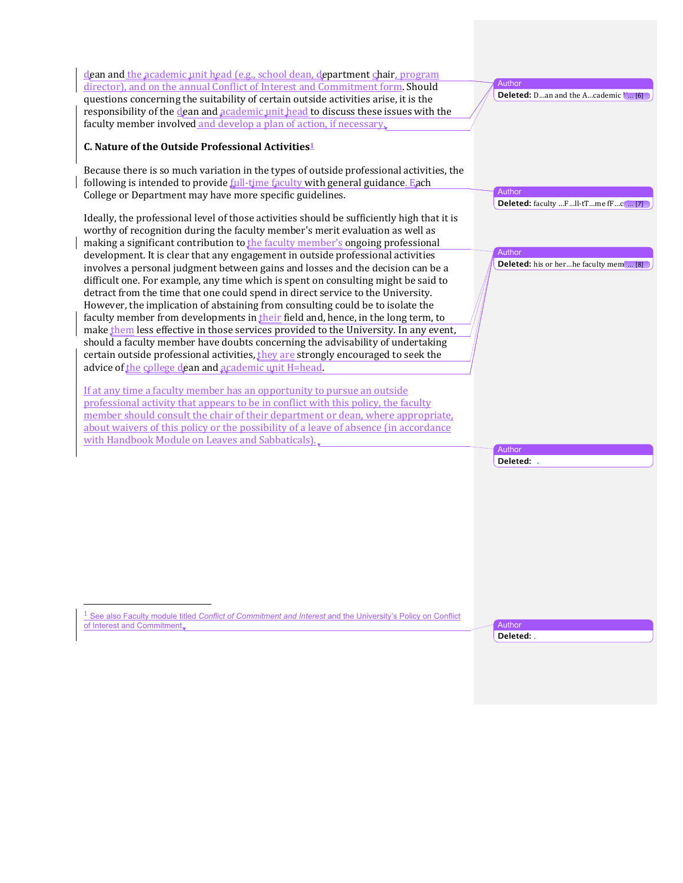dean and the academic unit head (e.g., school dean, department chair, program director), and on the annual Conflict of Interest and Commitment form. Should questions concerning the suitability of certain outside activities arise, it is the responsibility of the dean and academic unit head to discuss these issues with the faculty member involved and develop a plan of action, if necessary.

**C. Nature of the Outside Professional Activities**[1]

Because there is so much variation in the types of outside professional activities, the following is intended to provide full-time faculty with general guidance. Each College or Department may have more specific guidelines.

Ideally, the professional level of those activities should be sufficiently high that it is worthy of recognition during the faculty member's merit evaluation as well as making a significant contribution to the faculty member's ongoing professional development. It is clear that any engagement in outside professional activities involves a personal judgment between gains and losses and the decision can be a difficult one. For example, any time which is spent on consulting might be said to detract from the time that one could spend in direct service to the University. However, the implication of abstaining from consulting could be to isolate the faculty member from developments in their field and, hence, in the long term, to make them less effective in those services provided to the University. In any event, should a faculty member have doubts concerning the advisability of undertaking certain outside professional activities, they are strongly encouraged to seek the advice of the college dean and academic unit H=head.

If at any time a faculty member has an opportunity to pursue an outside professional activity that appears to be in conflict with this policy, the faculty member should consult the chair of their department or dean, where appropriate, about waivers of this policy or the possibility of a leave of absence (in accordance with Handbook Module on Leaves and Sabbaticals).

[1] See also Faculty module titled *Conflict of Commitment and Interest* and the University's Policy on Conflict of Interest and Commitment